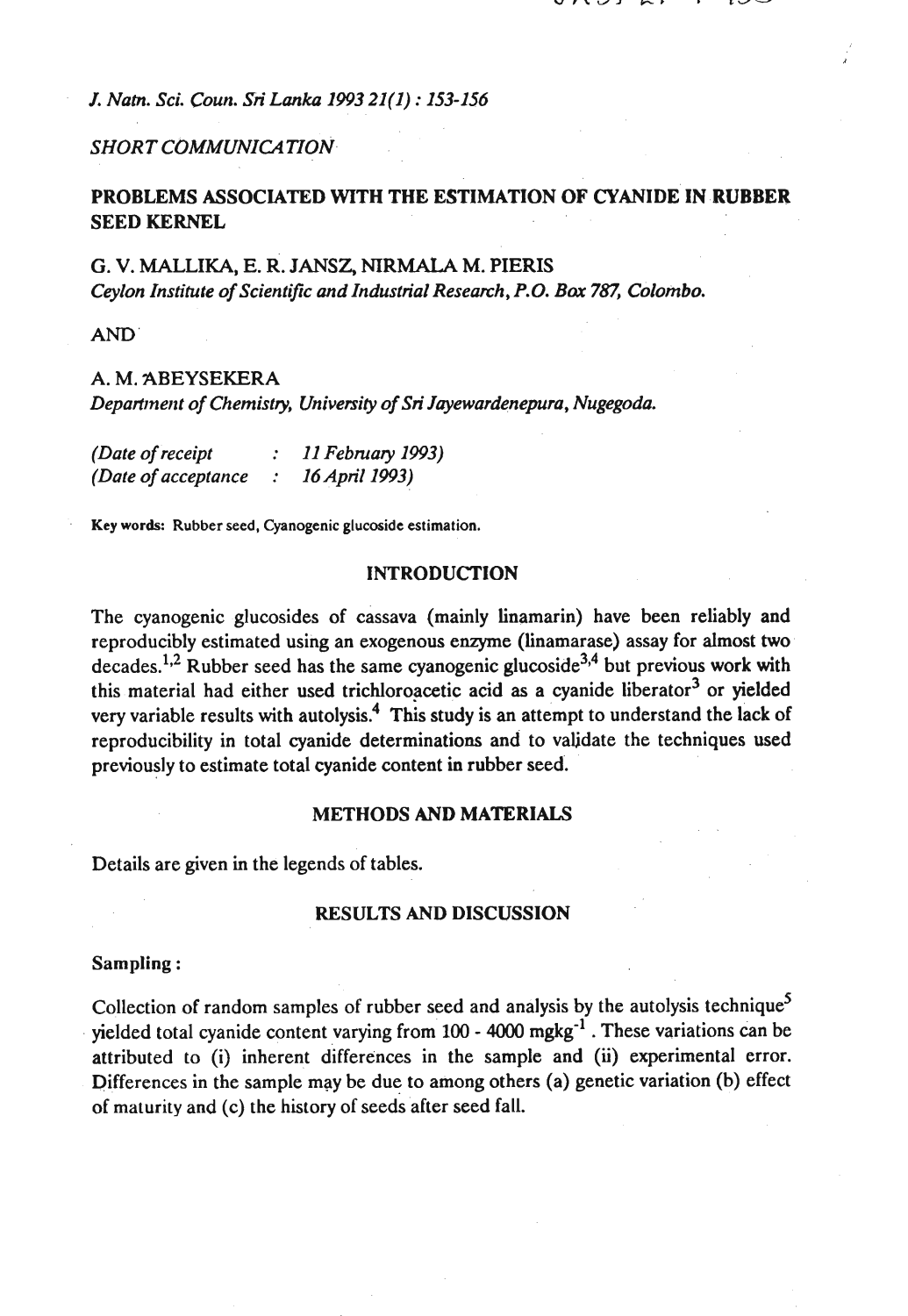*SHORT COMMUNICATION*

# PROBLEMS ASSOCIATED WITH THE ESTIMATION OF CYANIDE IN RUBBER SEED KERNEL

G. V. MALLIKA, E. R. JANSZ, NIRMALA M. PIERIS
*Ceylon Institute of Scientific and Industrial Research, P.O. Box 787, Colombo.*

AND

A. M. ABEYSEKERA
*Department of Chemistry, University of Sri Jayewardenepura, Nugegoda.*

*(Date of receipt : 11 February 1993)*
*(Date of acceptance : 16 April 1993)*

**Key words:** Rubber seed, Cyanogenic glucoside estimation.

## INTRODUCTION

The cyanogenic glucosides of cassava (mainly linamarin) have been reliably and reproducibly estimated using an exogenous enzyme (linamarase) assay for almost two decades.[1,2] Rubber seed has the same cyanogenic glucoside[3,4] but previous work with this material had either used trichloroacetic acid as a cyanide liberator[3] or yielded very variable results with autolysis.[4] This study is an attempt to understand the lack of reproducibility in total cyanide determinations and to validate the techniques used previously to estimate total cyanide content in rubber seed.

## METHODS AND MATERIALS

Details are given in the legends of tables.

## RESULTS AND DISCUSSION

**Sampling :**

Collection of random samples of rubber seed and analysis by the autolysis technique[5] yielded total cyanide content varying from 100 - 4000 $mg kg^{-1}$ . These variations can be attributed to (i) inherent differences in the sample and (ii) experimental error. Differences in the sample may be due to among others (a) genetic variation (b) effect of maturity and (c) the history of seeds after seed fall.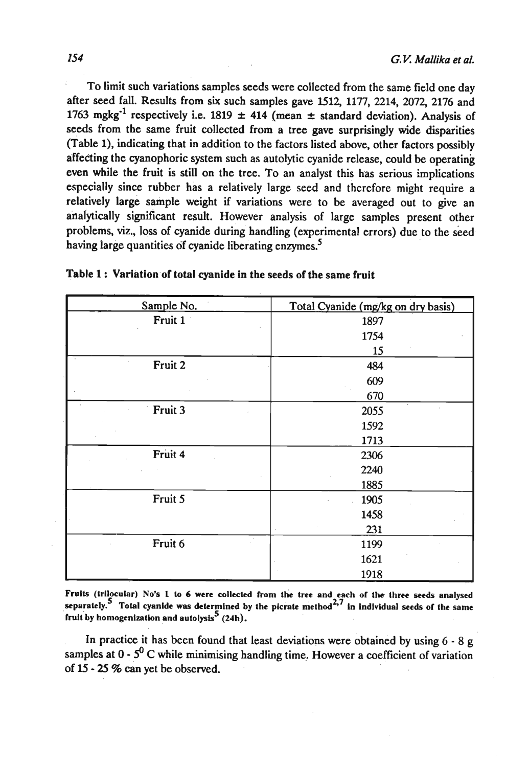To limit such variations samples seeds were collected from the same field one day after seed fall. Results from six such samples gave 1512, 1177, 2214, 2072, 2176 and 1763 $mgkg^{-1}$ respectively i.e. 1819 ± 414 (mean ± standard deviation). Analysis of seeds from the same fruit collected from a tree gave surprisingly wide disparities (Table 1), indicating that in addition to the factors listed above, other factors possibly affecting the cyanophoric system such as autolytic cyanide release, could be operating even while the fruit is still on the tree. To an analyst this has serious implications especially since rubber has a relatively large seed and therefore might require a relatively large sample weight if variations were to be averaged out to give an analytically significant result. However analysis of large samples present other problems, viz., loss of cyanide during handling (experimental errors) due to the seed having large quantities of cyanide liberating enzymes.[5]

**Table 1 : Variation of total cyanide in the seeds of the same fruit**

| Sample No. | Total Cyanide (mg/kg on dry basis) |
|---|---|
| Fruit 1 | 1897 |
| | 1754 |
| | 15 |
| Fruit 2 | 484 |
| | 609 |
| | 670 |
| Fruit 3 | 2055 |
| | 1592 |
| | 1713 |
| Fruit 4 | 2306 |
| | 2240 |
| | 1885 |
| Fruit 5 | 1905 |
| | 1458 |
| | 231 |
| Fruit 6 | 1199 |
| | 1621 |
| | 1918 |

**Fruits (trilocular) No's 1 to 6 were collected from the tree and each of the three seeds analysed separately.[5] Total cyanide was determined by the picrate method[2,7] in individual seeds of the same fruit by homogenization and autolysis[5] (24h).**

In practice it has been found that least deviations were obtained by using 6 - 8 g samples at 0 - 5$^{0}$ C while minimising handling time. However a coefficient of variation of 15 - 25 % can yet be observed.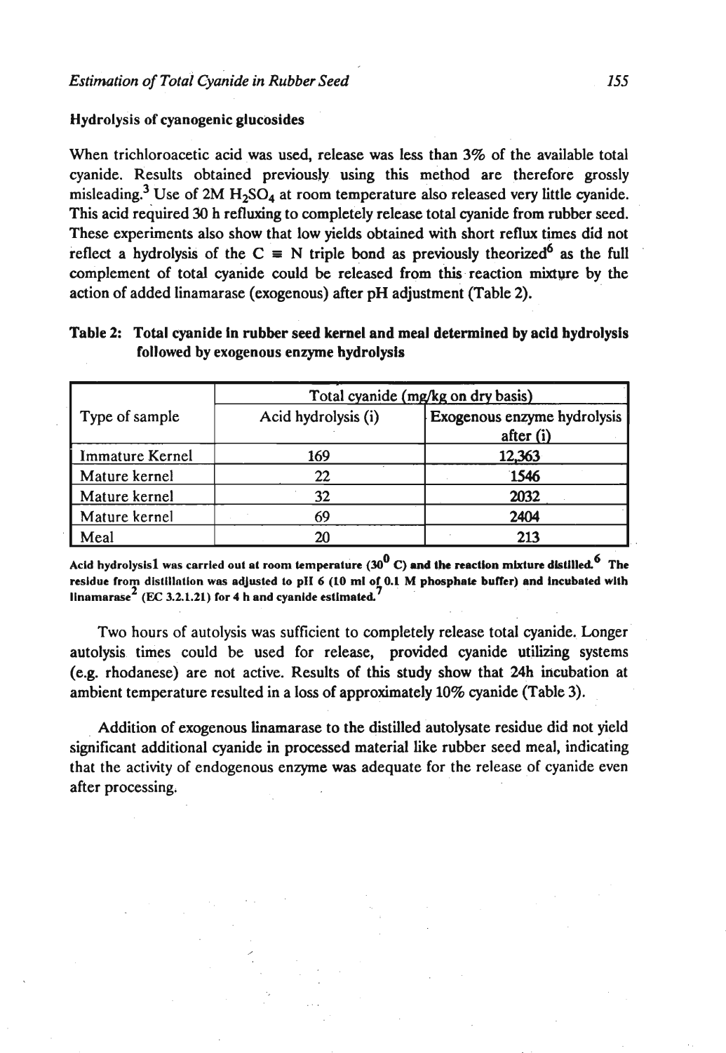### Hydrolysis of cyanogenic glucosides

When trichloroacetic acid was used, release was less than 3% of the available total cyanide. Results obtained previously using this method are therefore grossly misleading.[3] Use of 2M $H_2SO_4$ at room temperature also released very little cyanide. This acid required 30 h refluxing to completely release total cyanide from rubber seed. These experiments also show that low yields obtained with short reflux times did not reflect a hydrolysis of the C ≡ N triple bond as previously theorized[6] as the full complement of total cyanide could be released from this reaction mixture by the action of added linamarase (exogenous) after pH adjustment (Table 2).

**Table 2: Total cyanide in rubber seed kernel and meal determined by acid hydrolysis followed by exogenous enzyme hydrolysis**

| Type of sample | Total cyanide (mg/kg on dry basis) | |
|---|---|---|
| | Acid hydrolysis (i) | Exogenous enzyme hydrolysis after (i) |
| Immature Kernel | 169 | 12,363 |
| Mature kernel | 22 | 1546 |
| Mature kernel | 32 | 2032 |
| Mature kernel | 69 | 2404 |
| Meal | 20 | 213 |

Acid hydrolysis[1] was carried out at room temperature ($30^0$ C) and the reaction mixture distilled.[6] The residue from distillation was adjusted to pH 6 (10 ml of 0.1 M phosphate buffer) and incubated with linamarase[2] (EC 3.2.1.21) for 4 h and cyanide estimated.[7]

Two hours of autolysis was sufficient to completely release total cyanide. Longer autolysis times could be used for release, provided cyanide utilizing systems (e.g. rhodanese) are not active. Results of this study show that 24h incubation at ambient temperature resulted in a loss of approximately 10% cyanide (Table 3).

Addition of exogenous linamarase to the distilled autolysate residue did not yield significant additional cyanide in processed material like rubber seed meal, indicating that the activity of endogenous enzyme was adequate for the release of cyanide even after processing.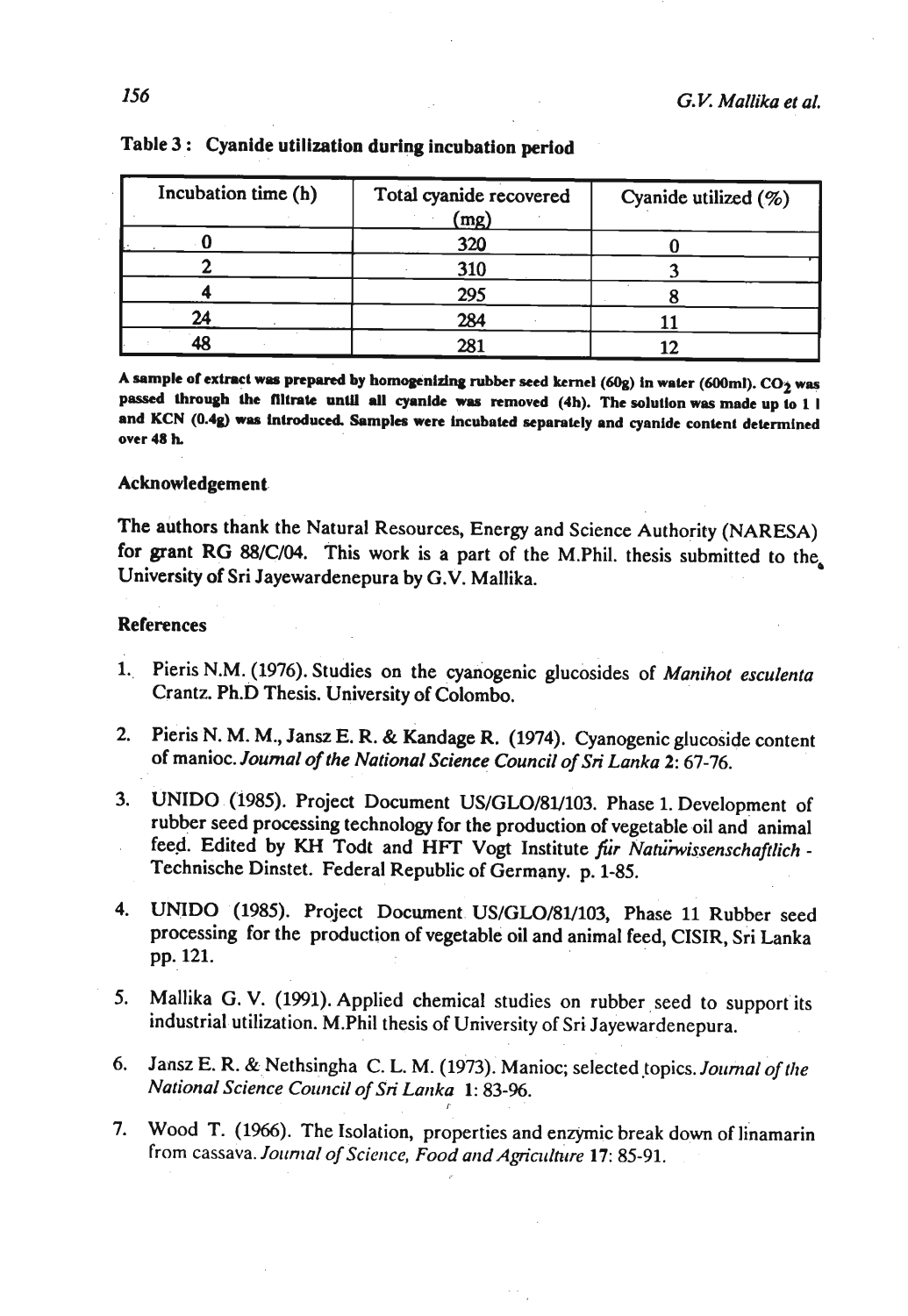**Table 3 : Cyanide utilization during incubation period**

| Incubation time (h) | Total cyanide recovered (mg) | Cyanide utilized (%) |
|---|---|---|
| 0 | 320 | 0 |
| 2 | 310 | 3 |
| 4 | 295 | 8 |
| 24 | 284 | 11 |
| 48 | 281 | 12 |

**A sample of extract was prepared by homogenizing rubber seed kernel (60g) in water (600ml). $CO_2$ was passed through the filtrate until all cyanide was removed (4h). The solution was made up to 1 l and KCN (0.4g) was introduced. Samples were incubated separately and cyanide content determined over 48 h.**

### Acknowledgement

The authors thank the Natural Resources, Energy and Science Authority (NARESA) for grant RG 88/C/04. This work is a part of the M.Phil. thesis submitted to the University of Sri Jayewardenepura by G.V. Mallika.

### References

1. Pieris N.M. (1976). Studies on the cyanogenic glucosides of *Manihot esculenta* Crantz. Ph.D Thesis. University of Colombo.

2. Pieris N. M. M., Jansz E. R. & Kandage R. (1974). Cyanogenic glucoside content of manioc. *Journal of the National Science Council of Sri Lanka* **2**: 67-76.

3. UNIDO (1985). Project Document US/GLO/81/103. Phase 1. Development of rubber seed processing technology for the production of vegetable oil and animal feed. Edited by KH Todt and HFT Vogt Institute *für Natürwissenschaftlich* - Technische Dinstet. Federal Republic of Germany. p. 1-85.

4. UNIDO (1985). Project Document US/GLO/81/103, Phase 11 Rubber seed processing for the production of vegetable oil and animal feed, CISIR, Sri Lanka pp. 121.

5. Mallika G. V. (1991). Applied chemical studies on rubber seed to support its industrial utilization. M.Phil thesis of University of Sri Jayewardenepura.

6. Jansz E. R. & Nethsingha C. L. M. (1973). Manioc; selected topics. *Journal of the National Science Council of Sri Lanka* **1**: 83-96.

7. Wood T. (1966). The Isolation, properties and enzymic break down of linamarin from cassava. *Journal of Science, Food and Agriculture* **17**: 85-91.